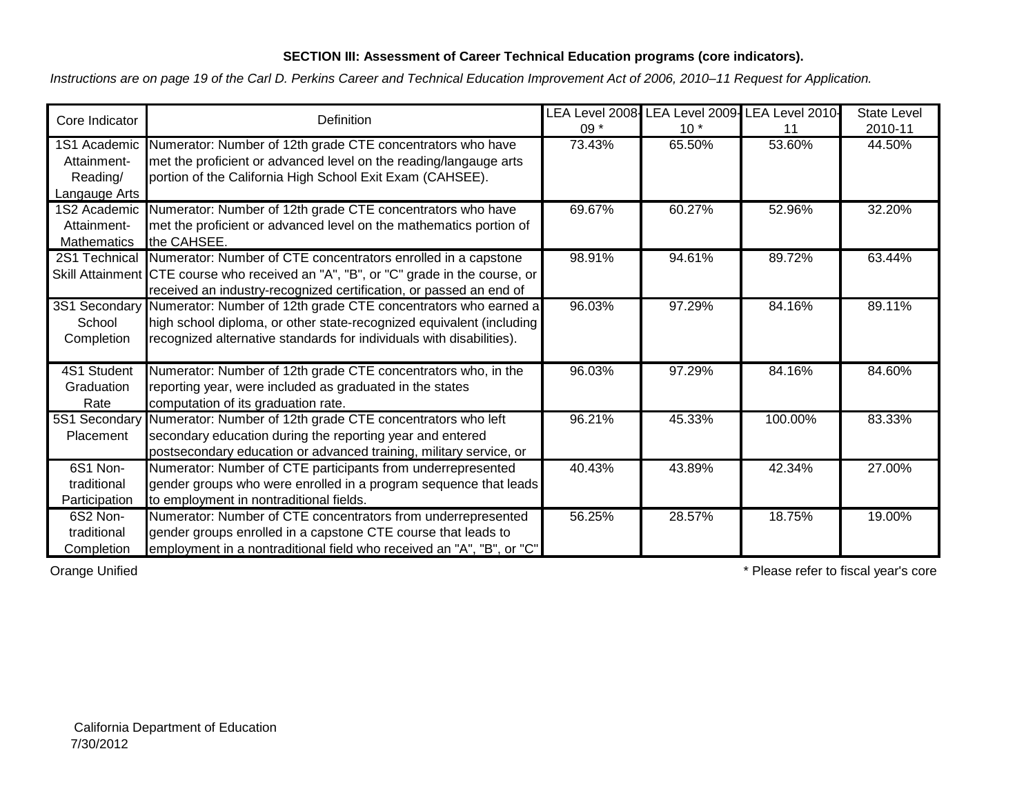**SECTION III: Assessment of Career Technical Education programs (core indicators).**

*Instructions are on page 19 of the Carl D. Perkins Career and Technical Education Improvement Act of 2006, 2010–11 Request for Application.*

| Core Indicator | Definition | LEA Level 2008-09 * | LEA Level 2009-10 * | LEA Level 2010-11 | State Level 2010-11 |
|---|---|---|---|---|---|
| 1S1 Academic Attainment-Reading/ Langauge Arts | Numerator: Number of 12th grade CTE concentrators who have met the proficient or advanced level on the reading/langauge arts portion of the California High School Exit Exam (CAHSEE). | 73.43% | 65.50% | 53.60% | 44.50% |
| 1S2 Academic Attainment-Mathematics | Numerator: Number of 12th grade CTE concentrators who have met the proficient or advanced level on the mathematics portion of the CAHSEE. | 69.67% | 60.27% | 52.96% | 32.20% |
| 2S1 Technical Skill Attainment | Numerator: Number of CTE concentrators enrolled in a capstone CTE course who received an "A", "B", or "C" grade in the course, or received an industry-recognized certification, or passed an end of | 98.91% | 94.61% | 89.72% | 63.44% |
| 3S1 Secondary School Completion | Numerator: Number of 12th grade CTE concentrators who earned a high school diploma, or other state-recognized equivalent (including recognized alternative standards for individuals with disabilities). | 96.03% | 97.29% | 84.16% | 89.11% |
| 4S1 Student Graduation Rate | Numerator: Number of 12th grade CTE concentrators who, in the reporting year, were included as graduated in the states computation of its graduation rate. | 96.03% | 97.29% | 84.16% | 84.60% |
| 5S1 Secondary Placement | Numerator: Number of 12th grade CTE concentrators who left secondary education during the reporting year and entered postsecondary education or advanced training, military service, or | 96.21% | 45.33% | 100.00% | 83.33% |
| 6S1 Non-traditional Participation | Numerator: Number of CTE participants from underrepresented gender groups who were enrolled in a program sequence that leads to employment in nontraditional fields. | 40.43% | 43.89% | 42.34% | 27.00% |
| 6S2 Non-traditional Completion | Numerator: Number of CTE concentrators from underrepresented gender groups enrolled in a capstone CTE course that leads to employment in a nontraditional field who received an "A", "B", or "C" | 56.25% | 28.57% | 18.75% | 19.00% |

Orange Unified

* Please refer to fiscal year's core

California Department of Education
7/30/2012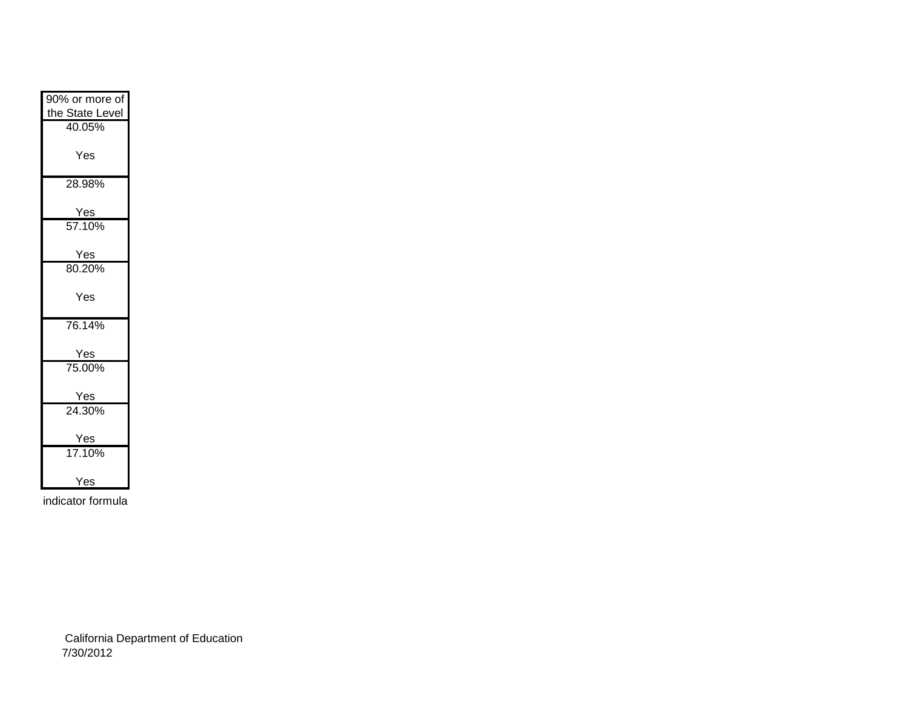| 90% or more of the State Level |
| --- |
| 40.05%<br><br>Yes |
| 28.98%<br><br>Yes |
| 57.10%<br><br>Yes |
| 80.20%<br><br>Yes |
| 76.14%<br><br>Yes |
| 75.00%<br><br>Yes |
| 24.30%<br><br>Yes |
| 17.10%<br><br>Yes |

indicator formula

California Department of Education
7/30/2012